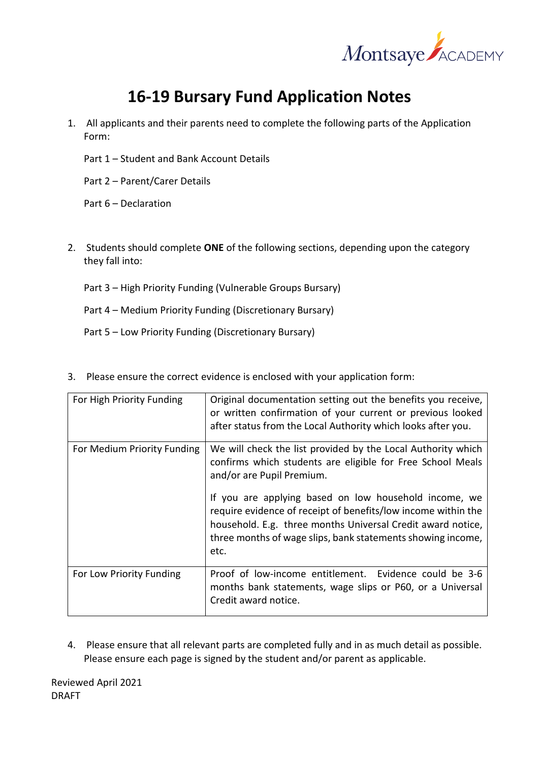# 16-19 Bursary Fund Application Notes

1. All applicants and their parents need to complete the following parts of the Application Form:

   Part 1 – Student and Bank Account Details

   Part 2 – Parent/Carer Details

   Part 6 – Declaration

2. Students should complete **ONE** of the following sections, depending upon the category they fall into:

   Part 3 – High Priority Funding (Vulnerable Groups Bursary)

   Part 4 – Medium Priority Funding (Discretionary Bursary)

   Part 5 – Low Priority Funding (Discretionary Bursary)

3. Please ensure the correct evidence is enclosed with your application form:

| | |
|---|---|
| For High Priority Funding | Original documentation setting out the benefits you receive, or written confirmation of your current or previous looked after status from the Local Authority which looks after you. |
| For Medium Priority Funding | We will check the list provided by the Local Authority which confirms which students are eligible for Free School Meals and/or are Pupil Premium.<br><br>If you are applying based on low household income, we require evidence of receipt of benefits/low income within the household. E.g. three months Universal Credit award notice, three months of wage slips, bank statements showing income, etc. |
| For Low Priority Funding | Proof of low-income entitlement. Evidence could be 3-6 months bank statements, wage slips or P60, or a Universal Credit award notice. |

4. Please ensure that all relevant parts are completed fully and in as much detail as possible. Please ensure each page is signed by the student and/or parent as applicable.

Reviewed April 2021
DRAFT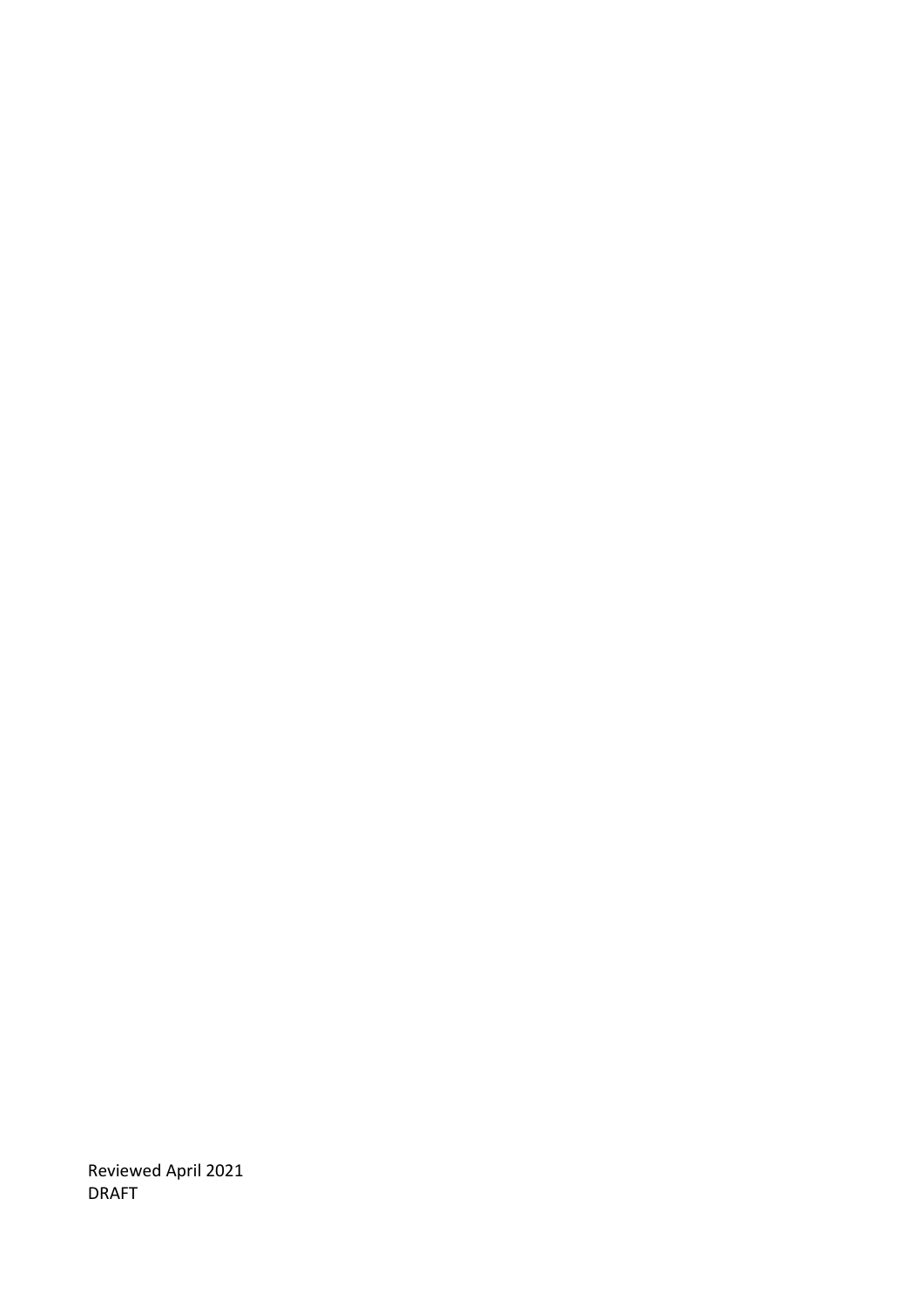Reviewed April 2021
DRAFT